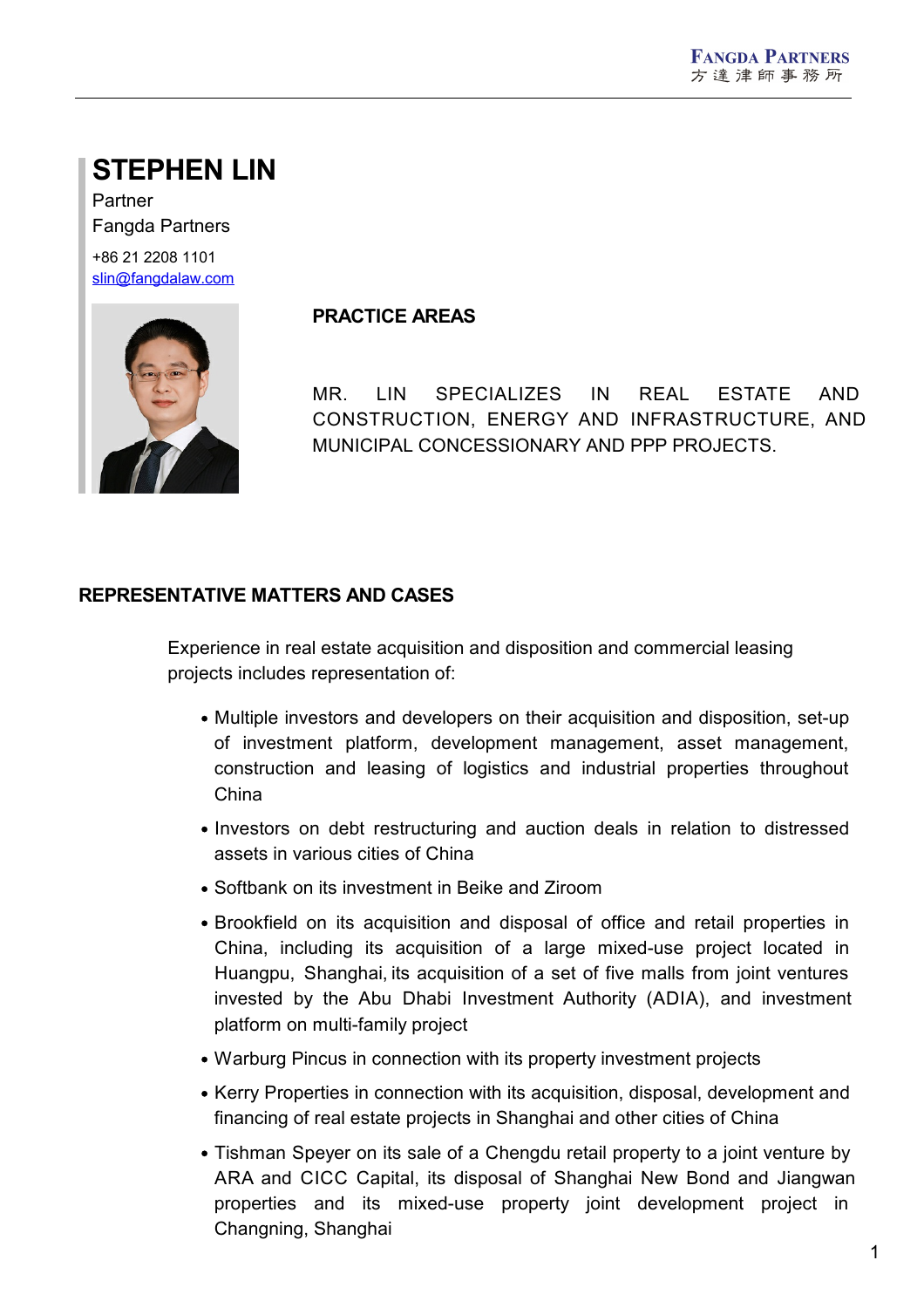# STEPHEN LIN

Partner
Fangda Partners

+86 21 2208 1101
slin@fangdalaw.com

## PRACTICE AREAS

MR. LIN SPECIALIZES IN REAL ESTATE AND CONSTRUCTION, ENERGY AND INFRASTRUCTURE, AND MUNICIPAL CONCESSIONARY AND PPP PROJECTS.

## REPRESENTATIVE MATTERS AND CASES

Experience in real estate acquisition and disposition and commercial leasing projects includes representation of:

- Multiple investors and developers on their acquisition and disposition, set-up of investment platform, development management, asset management, construction and leasing of logistics and industrial properties throughout China
- Investors on debt restructuring and auction deals in relation to distressed assets in various cities of China
- Softbank on its investment in Beike and Ziroom
- Brookfield on its acquisition and disposal of office and retail properties in China, including its acquisition of a large mixed-use project located in Huangpu, Shanghai, its acquisition of a set of five malls from joint ventures invested by the Abu Dhabi Investment Authority (ADIA), and investment platform on multi-family project
- Warburg Pincus in connection with its property investment projects
- Kerry Properties in connection with its acquisition, disposal, development and financing of real estate projects in Shanghai and other cities of China
- Tishman Speyer on its sale of a Chengdu retail property to a joint venture by ARA and CICC Capital, its disposal of Shanghai New Bond and Jiangwan properties and its mixed-use property joint development project in Changning, Shanghai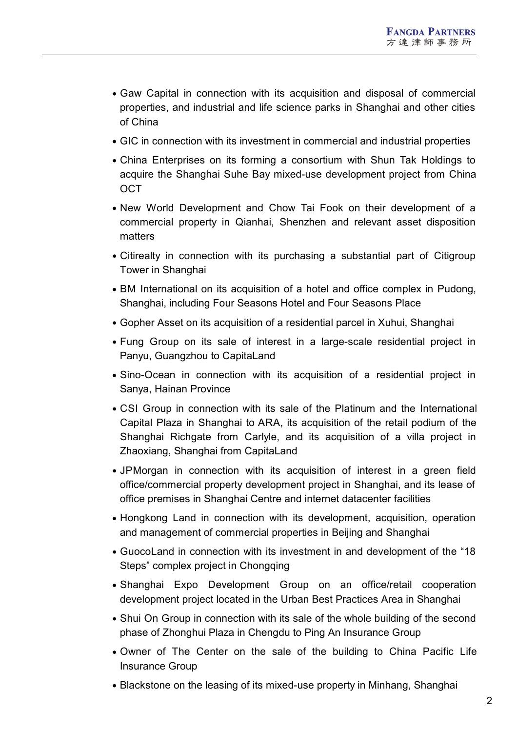- Gaw Capital in connection with its acquisition and disposal of commercial properties, and industrial and life science parks in Shanghai and other cities of China
- GIC in connection with its investment in commercial and industrial properties
- China Enterprises on its forming a consortium with Shun Tak Holdings to acquire the Shanghai Suhe Bay mixed-use development project from China OCT
- New World Development and Chow Tai Fook on their development of a commercial property in Qianhai, Shenzhen and relevant asset disposition matters
- Citirealty in connection with its purchasing a substantial part of Citigroup Tower in Shanghai
- BM International on its acquisition of a hotel and office complex in Pudong, Shanghai, including Four Seasons Hotel and Four Seasons Place
- Gopher Asset on its acquisition of a residential parcel in Xuhui, Shanghai
- Fung Group on its sale of interest in a large-scale residential project in Panyu, Guangzhou to CapitaLand
- Sino-Ocean in connection with its acquisition of a residential project in Sanya, Hainan Province
- CSI Group in connection with its sale of the Platinum and the International Capital Plaza in Shanghai to ARA, its acquisition of the retail podium of the Shanghai Richgate from Carlyle, and its acquisition of a villa project in Zhaoxiang, Shanghai from CapitaLand
- JPMorgan in connection with its acquisition of interest in a green field office/commercial property development project in Shanghai, and its lease of office premises in Shanghai Centre and internet datacenter facilities
- Hongkong Land in connection with its development, acquisition, operation and management of commercial properties in Beijing and Shanghai
- GuocoLand in connection with its investment in and development of the "18 Steps" complex project in Chongqing
- Shanghai Expo Development Group on an office/retail cooperation development project located in the Urban Best Practices Area in Shanghai
- Shui On Group in connection with its sale of the whole building of the second phase of Zhonghui Plaza in Chengdu to Ping An Insurance Group
- Owner of The Center on the sale of the building to China Pacific Life Insurance Group
- Blackstone on the leasing of its mixed-use property in Minhang, Shanghai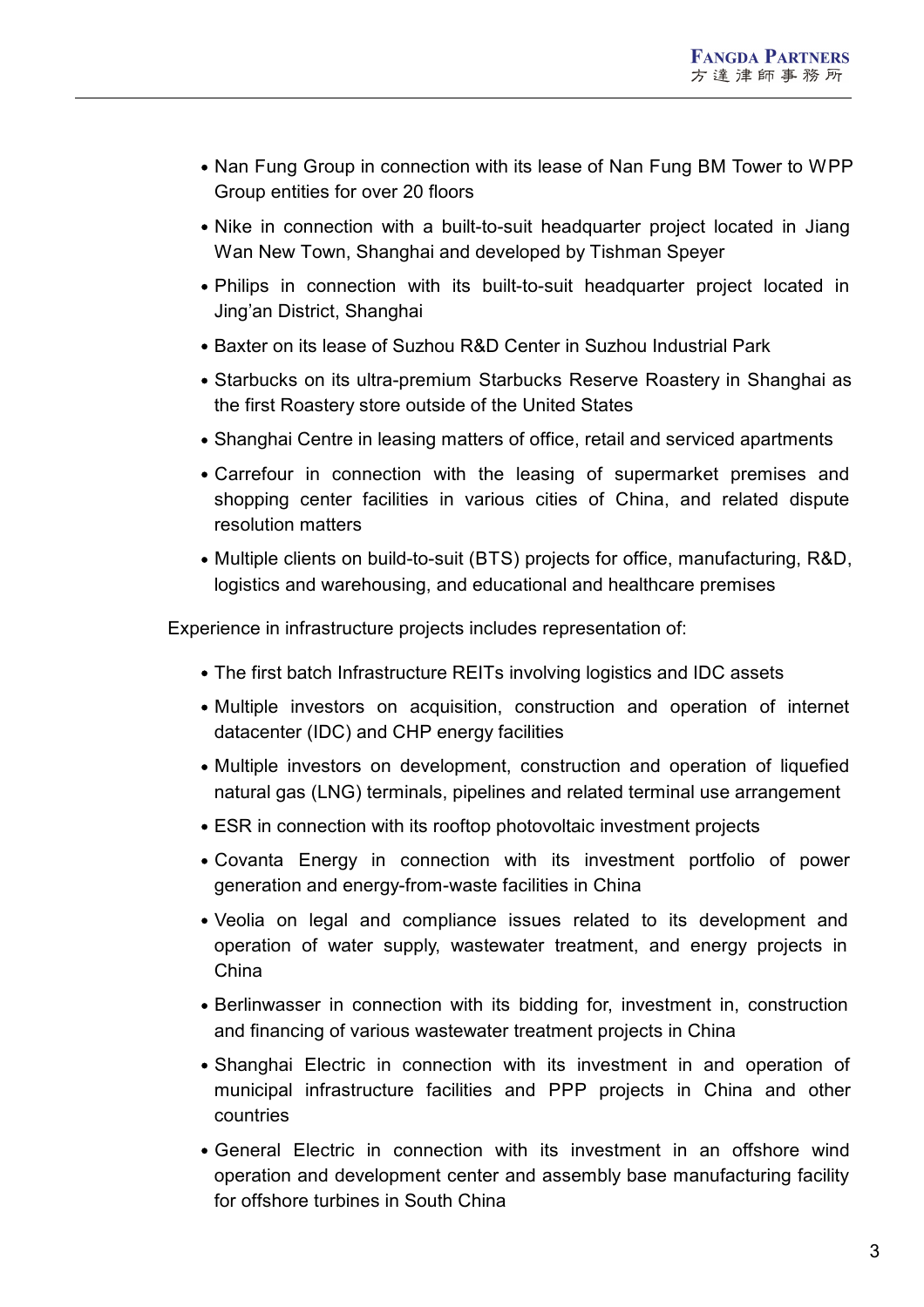- Nan Fung Group in connection with its lease of Nan Fung BM Tower to WPP Group entities for over 20 floors
- Nike in connection with a built-to-suit headquarter project located in Jiang Wan New Town, Shanghai and developed by Tishman Speyer
- Philips in connection with its built-to-suit headquarter project located in Jing'an District, Shanghai
- Baxter on its lease of Suzhou R&D Center in Suzhou Industrial Park
- Starbucks on its ultra-premium Starbucks Reserve Roastery in Shanghai as the first Roastery store outside of the United States
- Shanghai Centre in leasing matters of office, retail and serviced apartments
- Carrefour in connection with the leasing of supermarket premises and shopping center facilities in various cities of China, and related dispute resolution matters
- Multiple clients on build-to-suit (BTS) projects for office, manufacturing, R&D, logistics and warehousing, and educational and healthcare premises

Experience in infrastructure projects includes representation of:

- The first batch Infrastructure REITs involving logistics and IDC assets
- Multiple investors on acquisition, construction and operation of internet datacenter (IDC) and CHP energy facilities
- Multiple investors on development, construction and operation of liquefied natural gas (LNG) terminals, pipelines and related terminal use arrangement
- ESR in connection with its rooftop photovoltaic investment projects
- Covanta Energy in connection with its investment portfolio of power generation and energy-from-waste facilities in China
- Veolia on legal and compliance issues related to its development and operation of water supply, wastewater treatment, and energy projects in China
- Berlinwasser in connection with its bidding for, investment in, construction and financing of various wastewater treatment projects in China
- Shanghai Electric in connection with its investment in and operation of municipal infrastructure facilities and PPP projects in China and other countries
- General Electric in connection with its investment in an offshore wind operation and development center and assembly base manufacturing facility for offshore turbines in South China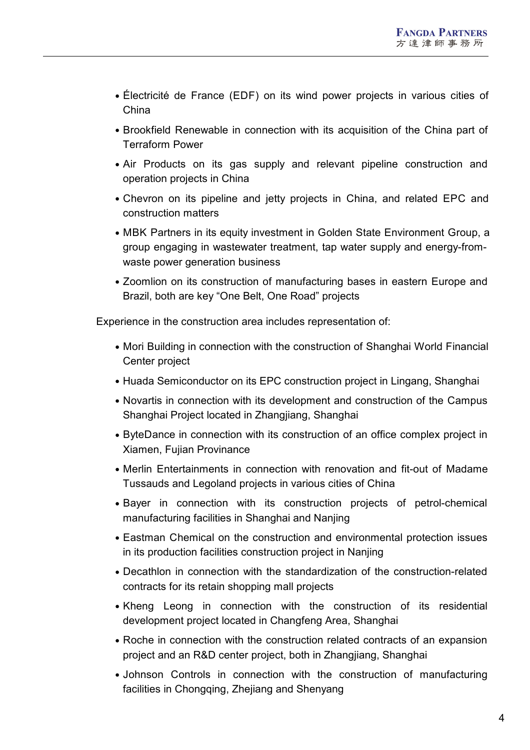- Électricité de France (EDF) on its wind power projects in various cities of China
- Brookfield Renewable in connection with its acquisition of the China part of Terraform Power
- Air Products on its gas supply and relevant pipeline construction and operation projects in China
- Chevron on its pipeline and jetty projects in China, and related EPC and construction matters
- MBK Partners in its equity investment in Golden State Environment Group, a group engaging in wastewater treatment, tap water supply and energy-from-waste power generation business
- Zoomlion on its construction of manufacturing bases in eastern Europe and Brazil, both are key “One Belt, One Road” projects

Experience in the construction area includes representation of:

- Mori Building in connection with the construction of Shanghai World Financial Center project
- Huada Semiconductor on its EPC construction project in Lingang, Shanghai
- Novartis in connection with its development and construction of the Campus Shanghai Project located in Zhangjiang, Shanghai
- ByteDance in connection with its construction of an office complex project in Xiamen, Fujian Provinance
- Merlin Entertainments in connection with renovation and fit-out of Madame Tussauds and Legoland projects in various cities of China
- Bayer in connection with its construction projects of petrol-chemical manufacturing facilities in Shanghai and Nanjing
- Eastman Chemical on the construction and environmental protection issues in its production facilities construction project in Nanjing
- Decathlon in connection with the standardization of the construction-related contracts for its retain shopping mall projects
- Kheng Leong in connection with the construction of its residential development project located in Changfeng Area, Shanghai
- Roche in connection with the construction related contracts of an expansion project and an R&D center project, both in Zhangjiang, Shanghai
- Johnson Controls in connection with the construction of manufacturing facilities in Chongqing, Zhejiang and Shenyang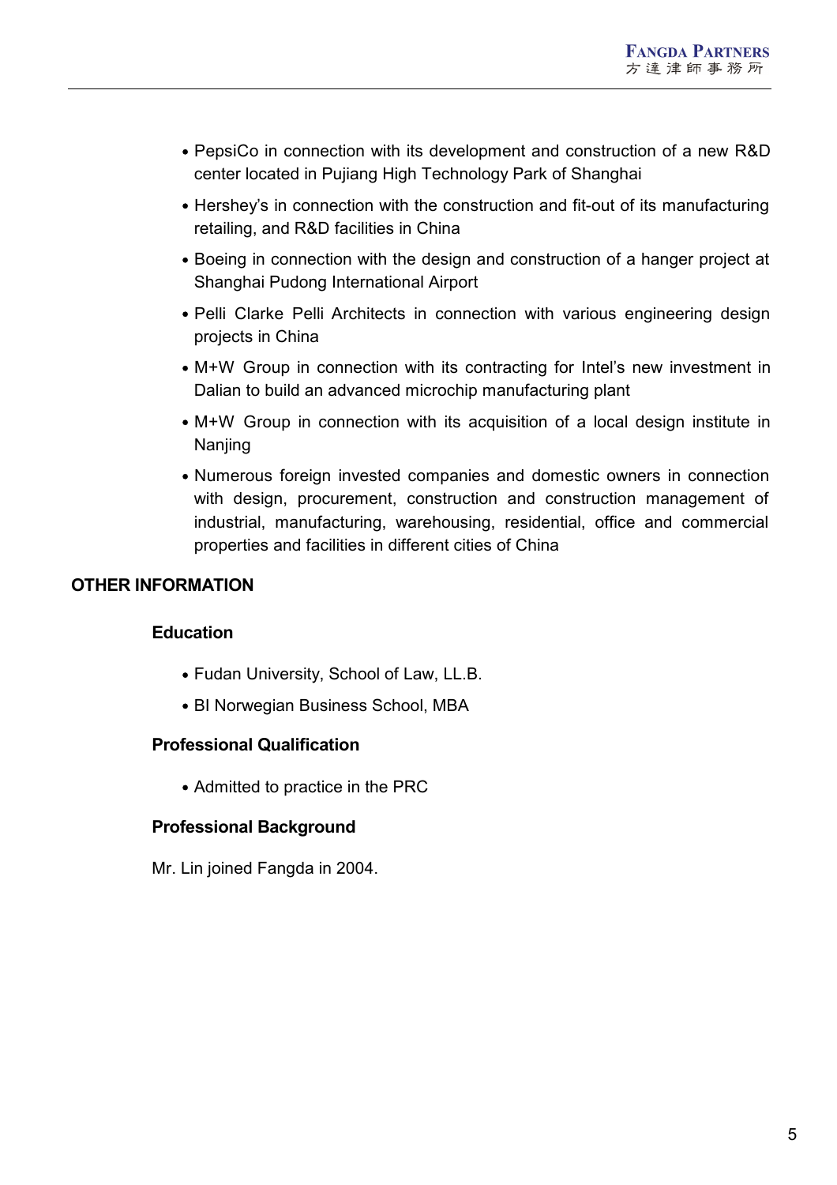- PepsiCo in connection with its development and construction of a new R&D center located in Pujiang High Technology Park of Shanghai
- Hershey's in connection with the construction and fit-out of its manufacturing retailing, and R&D facilities in China
- Boeing in connection with the design and construction of a hanger project at Shanghai Pudong International Airport
- Pelli Clarke Pelli Architects in connection with various engineering design projects in China
- M+W Group in connection with its contracting for Intel's new investment in Dalian to build an advanced microchip manufacturing plant
- M+W Group in connection with its acquisition of a local design institute in Nanjing
- Numerous foreign invested companies and domestic owners in connection with design, procurement, construction and construction management of industrial, manufacturing, warehousing, residential, office and commercial properties and facilities in different cities of China

## OTHER INFORMATION

### Education

- Fudan University, School of Law, LL.B.
- BI Norwegian Business School, MBA

### Professional Qualification

- Admitted to practice in the PRC

### Professional Background

Mr. Lin joined Fangda in 2004.